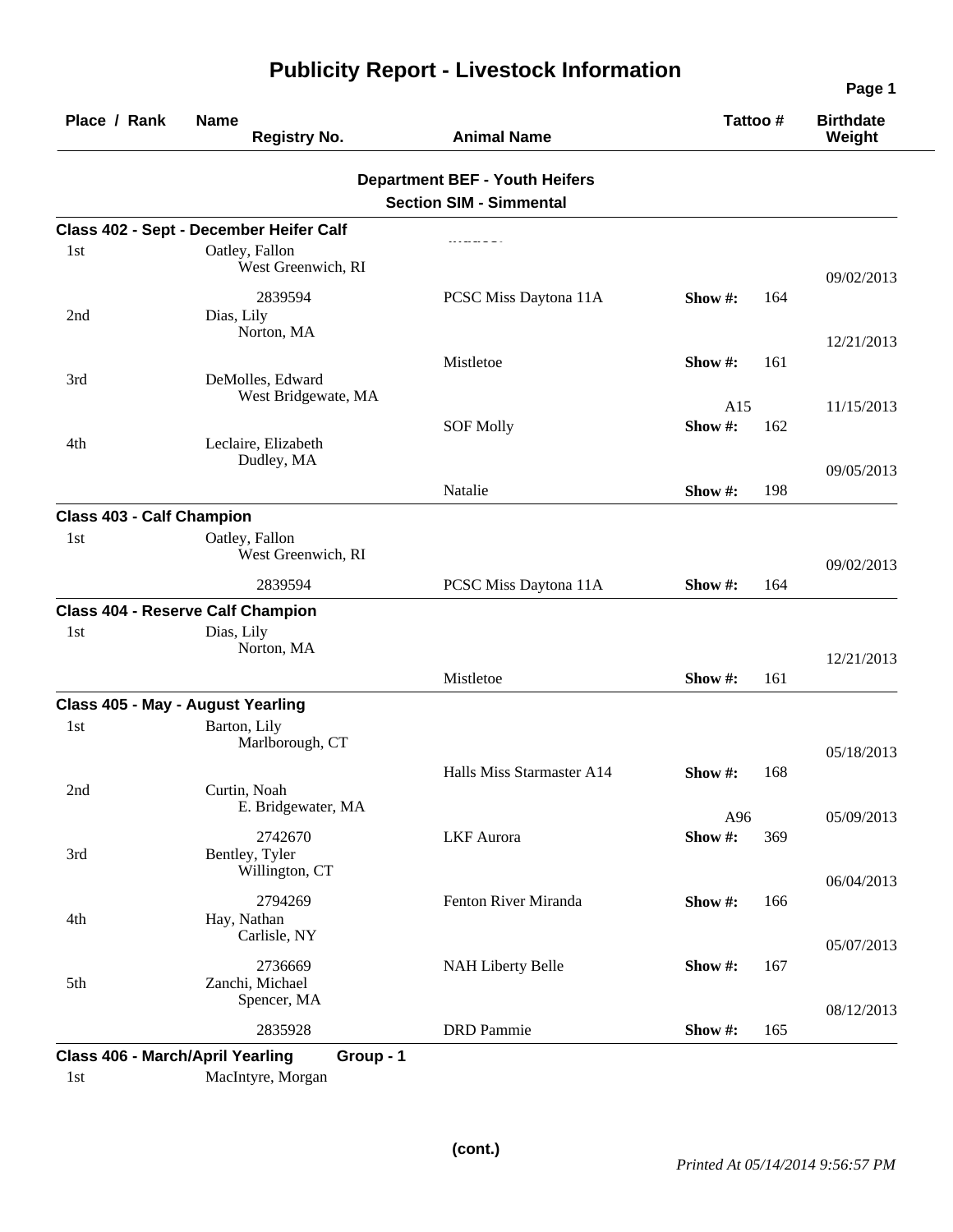# Publicity Report - Livestock Information

| Place / Rank | Name / Registry No. | Animal Name | Tattoo # | Birthdate / Weight |
|---|---|---|---|---|

## Department BEF - Youth Heifers

### Section SIM - Simmental

**Class 402 - Sept - December Heifer Calf**

| Place / Rank | Name / Registry No. | Animal Name | Tattoo # | Birthdate / Weight |
|---|---|---|---|---|
| 1st | Oatley, Fallon<br>West Greenwich, RI<br>2839594 | PCSC Miss Daytona 11A | Show #: 164 | 09/02/2013 |
| 2nd | Dias, Lily<br>Norton, MA | Mistletoe | Show #: 161 | 12/21/2013 |
| 3rd | DeMolles, Edward<br>West Bridgewate, MA | SOF Molly | A15<br>Show #: 162 | 11/15/2013 |
| 4th | Leclaire, Elizabeth<br>Dudley, MA | Natalie | Show #: 198 | 09/05/2013 |

**Class 403 - Calf Champion**

| Place / Rank | Name / Registry No. | Animal Name | Tattoo # | Birthdate / Weight |
|---|---|---|---|---|
| 1st | Oatley, Fallon<br>West Greenwich, RI<br>2839594 | PCSC Miss Daytona 11A | Show #: 164 | 09/02/2013 |

**Class 404 - Reserve Calf Champion**

| Place / Rank | Name / Registry No. | Animal Name | Tattoo # | Birthdate / Weight |
|---|---|---|---|---|
| 1st | Dias, Lily<br>Norton, MA | Mistletoe | Show #: 161 | 12/21/2013 |

**Class 405 - May - August Yearling**

| Place / Rank | Name / Registry No. | Animal Name | Tattoo # | Birthdate / Weight |
|---|---|---|---|---|
| 1st | Barton, Lily<br>Marlborough, CT | Halls Miss Starmaster A14 | Show #: 168 | 05/18/2013 |
| 2nd | Curtin, Noah<br>E. Bridgewater, MA<br>2742670 | LKF Aurora | A96<br>Show #: 369 | 05/09/2013 |
| 3rd | Bentley, Tyler<br>Willington, CT<br>2794269 | Fenton River Miranda | Show #: 166 | 06/04/2013 |
| 4th | Hay, Nathan<br>Carlisle, NY<br>2736669 | NAH Liberty Belle | Show #: 167 | 05/07/2013 |
| 5th | Zanchi, Michael<br>Spencer, MA<br>2835928 | DRD Pammie | Show #: 165 | 08/12/2013 |

**Class 406 - March/April Yearling** **Group - 1**

| Place / Rank | Name / Registry No. | Animal Name | Tattoo # | Birthdate / Weight |
|---|---|---|---|---|
| 1st | MacIntyre, Morgan | | | |

(cont.)

*Printed At 05/14/2014 9:56:57 PM*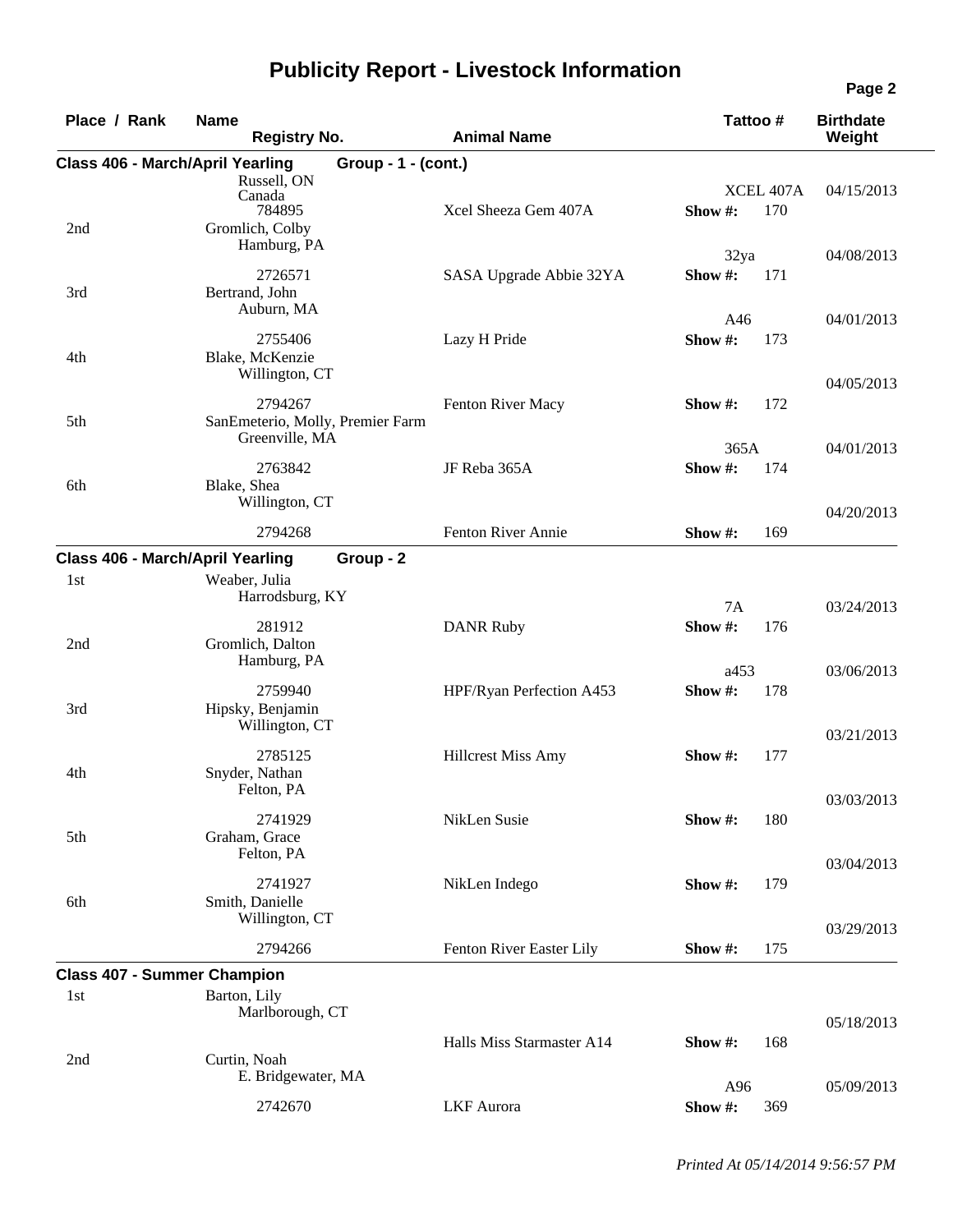# Publicity Report - Livestock Information

| Place / Rank | Name / Registry No. | Animal Name | Tattoo # | Birthdate / Weight |
|---|---|---|---|---|
| **Class 406 - March/April Yearling** | **Group - 1 - (cont.)** | | | |
| | Russell, ON Canada<br>784895 | Xcel Sheeza Gem 407A | XCEL 407A<br>Show #: 170 | 04/15/2013 |
| 2nd | Gromlich, Colby<br>Hamburg, PA<br>2726571 | SASA Upgrade Abbie 32YA | 32ya<br>Show #: 171 | 04/08/2013 |
| 3rd | Bertrand, John<br>Auburn, MA<br>2755406 | Lazy H Pride | A46<br>Show #: 173 | 04/01/2013 |
| 4th | Blake, McKenzie<br>Willington, CT<br>2794267 | Fenton River Macy | Show #: 172 | 04/05/2013 |
| 5th | SanEmeterio, Molly, Premier Farm<br>Greenville, MA<br>2763842 | JF Reba 365A | 365A<br>Show #: 174 | 04/01/2013 |
| 6th | Blake, Shea<br>Willington, CT<br>2794268 | Fenton River Annie | Show #: 169 | 04/20/2013 |
| **Class 406 - March/April Yearling** | **Group - 2** | | | |
| 1st | Weaber, Julia<br>Harrodsburg, KY<br>281912 | DANR Ruby | 7A<br>Show #: 176 | 03/24/2013 |
| 2nd | Gromlich, Dalton<br>Hamburg, PA<br>2759940 | HPF/Ryan Perfection A453 | a453<br>Show #: 178 | 03/06/2013 |
| 3rd | Hipsky, Benjamin<br>Willington, CT<br>2785125 | Hillcrest Miss Amy | Show #: 177 | 03/21/2013 |
| 4th | Snyder, Nathan<br>Felton, PA<br>2741929 | NikLen Susie | Show #: 180 | 03/03/2013 |
| 5th | Graham, Grace<br>Felton, PA<br>2741927 | NikLen Indego | Show #: 179 | 03/04/2013 |
| 6th | Smith, Danielle<br>Willington, CT<br>2794266 | Fenton River Easter Lily | Show #: 175 | 03/29/2013 |
| **Class 407 - Summer Champion** | | | | |
| 1st | Barton, Lily<br>Marlborough, CT | Halls Miss Starmaster A14 | Show #: 168 | 05/18/2013 |
| 2nd | Curtin, Noah<br>E. Bridgewater, MA<br>2742670 | LKF Aurora | A96<br>Show #: 369 | 05/09/2013 |

*Printed At 05/14/2014 9:56:57 PM*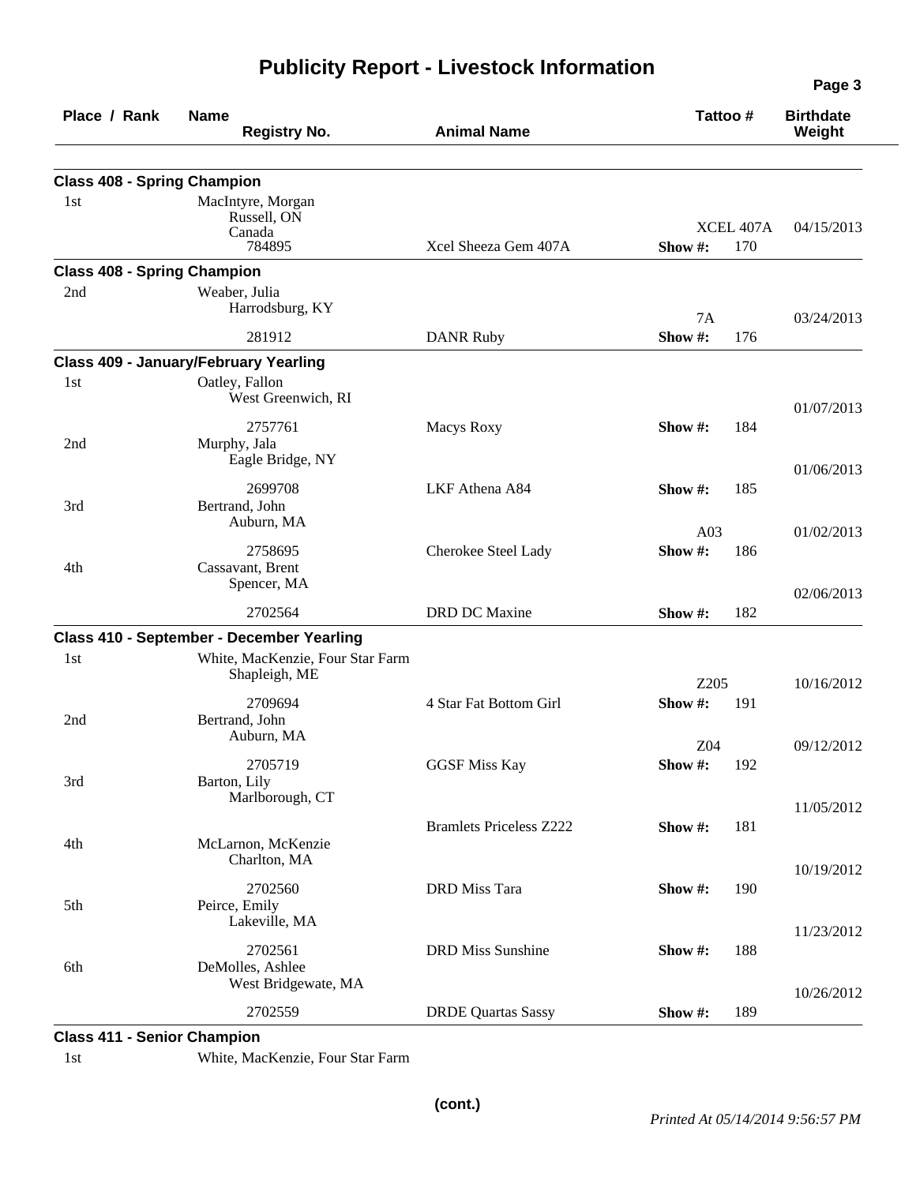# Publicity Report - Livestock Information

| Place / Rank | Name / Registry No. | Animal Name | Tattoo # | Show # | Birthdate / Weight |
|---|---|---|---|---|---|
| **Class 408 - Spring Champion** | | | | | |
| 1st | MacIntyre, Morgan, Russell, ON, Canada / 784895 | Xcel Sheeza Gem 407A | XCEL 407A | 170 | 04/15/2013 |
| **Class 408 - Spring Champion** | | | | | |
| 2nd | Weaber, Julia, Harrodsburg, KY / 281912 | DANR Ruby | 7A | 176 | 03/24/2013 |
| **Class 409 - January/February Yearling** | | | | | |
| 1st | Oatley, Fallon, West Greenwich, RI / 2757761 | Macys Roxy | | 184 | 01/07/2013 |
| 2nd | Murphy, Jala, Eagle Bridge, NY / 2699708 | LKF Athena A84 | | 185 | 01/06/2013 |
| 3rd | Bertrand, John, Auburn, MA / 2758695 | Cherokee Steel Lady | A03 | 186 | 01/02/2013 |
| 4th | Cassavant, Brent, Spencer, MA / 2702564 | DRD DC Maxine | | 182 | 02/06/2013 |
| **Class 410 - September - December Yearling** | | | | | |
| 1st | White, MacKenzie, Four Star Farm, Shapleigh, ME / 2709694 | 4 Star Fat Bottom Girl | Z205 | 191 | 10/16/2012 |
| 2nd | Bertrand, John, Auburn, MA / 2705719 | GGSF Miss Kay | Z04 | 192 | 09/12/2012 |
| 3rd | Barton, Lily, Marlborough, CT | Bramlets Priceless Z222 | | 181 | 11/05/2012 |
| 4th | McLarnon, McKenzie, Charlton, MA / 2702560 | DRD Miss Tara | | 190 | 10/19/2012 |
| 5th | Peirce, Emily, Lakeville, MA / 2702561 | DRD Miss Sunshine | | 188 | 11/23/2012 |
| 6th | DeMolles, Ashlee, West Bridgewate, MA / 2702559 | DRDE Quartas Sassy | | 189 | 10/26/2012 |
| **Class 411 - Senior Champion** | | | | | |
| 1st | White, MacKenzie, Four Star Farm | | | | |

(cont.)

*Printed At 05/14/2014 9:56:57 PM*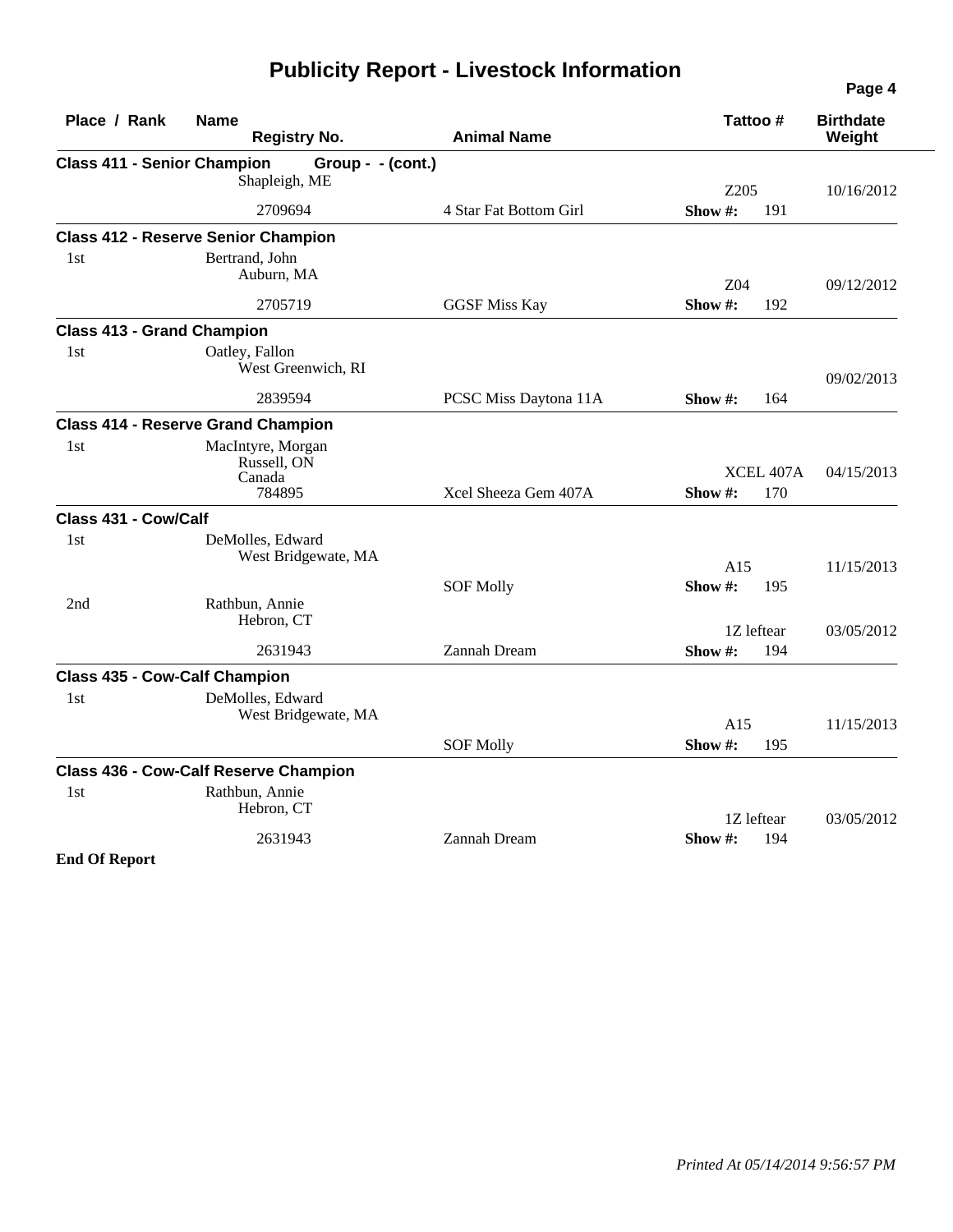# Publicity Report - Livestock Information

| Place / Rank | Name / Registry No. | Animal Name | Tattoo # | Birthdate / Weight |
|---|---|---|---|---|
| **Class 411 - Senior Champion** | **Group - - (cont.)** | | | |
| | Shapleigh, ME | | Z205 | 10/16/2012 |
| | 2709694 | 4 Star Fat Bottom Girl | **Show #:** 191 | |
| **Class 412 - Reserve Senior Champion** | | | | |
| 1st | Bertrand, John<br>Auburn, MA | | Z04 | 09/12/2012 |
| | 2705719 | GGSF Miss Kay | **Show #:** 192 | |
| **Class 413 - Grand Champion** | | | | |
| 1st | Oatley, Fallon<br>West Greenwich, RI | | | 09/02/2013 |
| | 2839594 | PCSC Miss Daytona 11A | **Show #:** 164 | |
| **Class 414 - Reserve Grand Champion** | | | | |
| 1st | MacIntyre, Morgan<br>Russell, ON<br>Canada | | XCEL 407A | 04/15/2013 |
| | 784895 | Xcel Sheeza Gem 407A | **Show #:** 170 | |
| **Class 431 - Cow/Calf** | | | | |
| 1st | DeMolles, Edward<br>West Bridgewate, MA | | A15 | 11/15/2013 |
| | | SOF Molly | **Show #:** 195 | |
| 2nd | Rathbun, Annie<br>Hebron, CT | | 1Z leftear | 03/05/2012 |
| | 2631943 | Zannah Dream | **Show #:** 194 | |
| **Class 435 - Cow-Calf Champion** | | | | |
| 1st | DeMolles, Edward<br>West Bridgewate, MA | | A15 | 11/15/2013 |
| | | SOF Molly | **Show #:** 195 | |
| **Class 436 - Cow-Calf Reserve Champion** | | | | |
| 1st | Rathbun, Annie<br>Hebron, CT | | 1Z leftear | 03/05/2012 |
| | 2631943 | Zannah Dream | **Show #:** 194 | |

**End Of Report**

*Printed At 05/14/2014 9:56:57 PM*